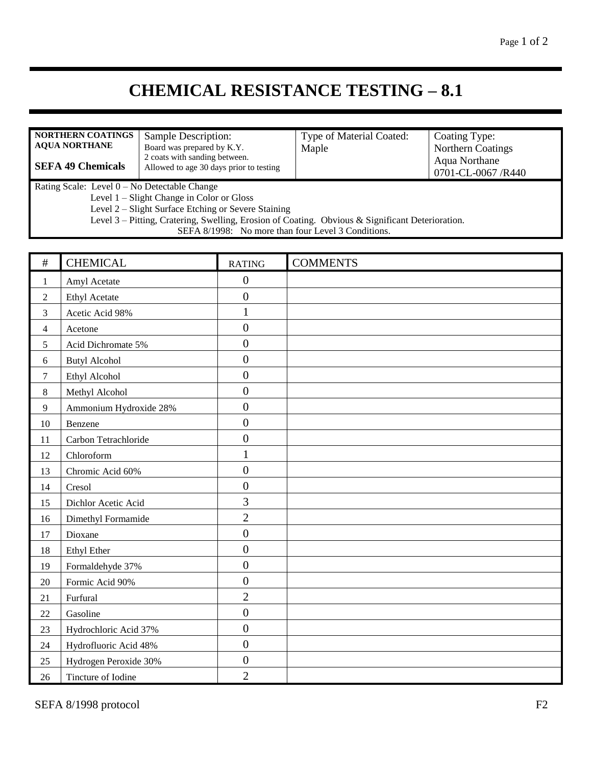# CHEMICAL RESISTANCE TESTING – 8.1

| **NORTHERN COATINGS AQUA NORTHANE** **SEFA 49 Chemicals** | Sample Description: Board was prepared by K.Y. 2 coats with sanding between. Allowed to age 30 days prior to testing | Type of Material Coated: Maple | Coating Type: Northern Coatings Aqua Northane 0701-CL-0067 /R440 |
|---|---|---|---|

Rating Scale: Level 0 – No Detectable Change
Level 1 – Slight Change in Color or Gloss
Level 2 – Slight Surface Etching or Severe Staining
Level 3 – Pitting, Cratering, Swelling, Erosion of Coating. Obvious & Significant Deterioration.
SEFA 8/1998: No more than four Level 3 Conditions.

| # | CHEMICAL | RATING | COMMENTS |
|---|---|---|---|
| 1 | Amyl Acetate | 0 | |
| 2 | Ethyl Acetate | 0 | |
| 3 | Acetic Acid 98% | 1 | |
| 4 | Acetone | 0 | |
| 5 | Acid Dichromate 5% | 0 | |
| 6 | Butyl Alcohol | 0 | |
| 7 | Ethyl Alcohol | 0 | |
| 8 | Methyl Alcohol | 0 | |
| 9 | Ammonium Hydroxide 28% | 0 | |
| 10 | Benzene | 0 | |
| 11 | Carbon Tetrachloride | 0 | |
| 12 | Chloroform | 1 | |
| 13 | Chromic Acid 60% | 0 | |
| 14 | Cresol | 0 | |
| 15 | Dichlor Acetic Acid | 3 | |
| 16 | Dimethyl Formamide | 2 | |
| 17 | Dioxane | 0 | |
| 18 | Ethyl Ether | 0 | |
| 19 | Formaldehyde 37% | 0 | |
| 20 | Formic Acid 90% | 0 | |
| 21 | Furfural | 2 | |
| 22 | Gasoline | 0 | |
| 23 | Hydrochloric Acid 37% | 0 | |
| 24 | Hydrofluoric Acid 48% | 0 | |
| 25 | Hydrogen Peroxide 30% | 0 | |
| 26 | Tincture of Iodine | 2 | |

SEFA 8/1998 protocol F2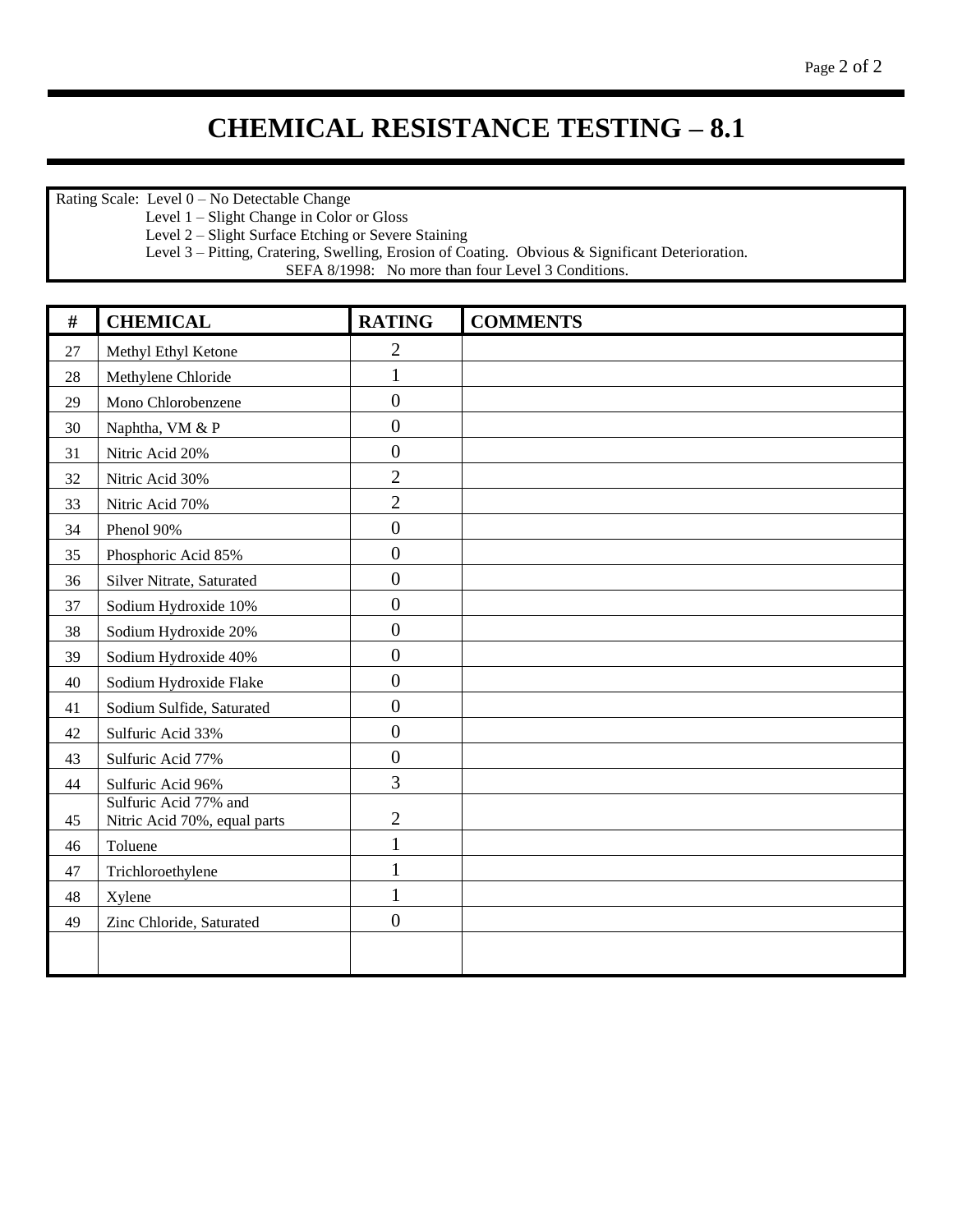# CHEMICAL RESISTANCE TESTING – 8.1

Rating Scale: Level 0 – No Detectable Change
Level 1 – Slight Change in Color or Gloss
Level 2 – Slight Surface Etching or Severe Staining
Level 3 – Pitting, Cratering, Swelling, Erosion of Coating. Obvious & Significant Deterioration.
SEFA 8/1998: No more than four Level 3 Conditions.

| # | CHEMICAL | RATING | COMMENTS |
|---|---|---|---|
| 27 | Methyl Ethyl Ketone | 2 | |
| 28 | Methylene Chloride | 1 | |
| 29 | Mono Chlorobenzene | 0 | |
| 30 | Naphtha, VM & P | 0 | |
| 31 | Nitric Acid 20% | 0 | |
| 32 | Nitric Acid 30% | 2 | |
| 33 | Nitric Acid 70% | 2 | |
| 34 | Phenol 90% | 0 | |
| 35 | Phosphoric Acid 85% | 0 | |
| 36 | Silver Nitrate, Saturated | 0 | |
| 37 | Sodium Hydroxide 10% | 0 | |
| 38 | Sodium Hydroxide 20% | 0 | |
| 39 | Sodium Hydroxide 40% | 0 | |
| 40 | Sodium Hydroxide Flake | 0 | |
| 41 | Sodium Sulfide, Saturated | 0 | |
| 42 | Sulfuric Acid 33% | 0 | |
| 43 | Sulfuric Acid 77% | 0 | |
| 44 | Sulfuric Acid 96% | 3 | |
| 45 | Sulfuric Acid 77% and Nitric Acid 70%, equal parts | 2 | |
| 46 | Toluene | 1 | |
| 47 | Trichloroethylene | 1 | |
| 48 | Xylene | 1 | |
| 49 | Zinc Chloride, Saturated | 0 | |
| | | | |